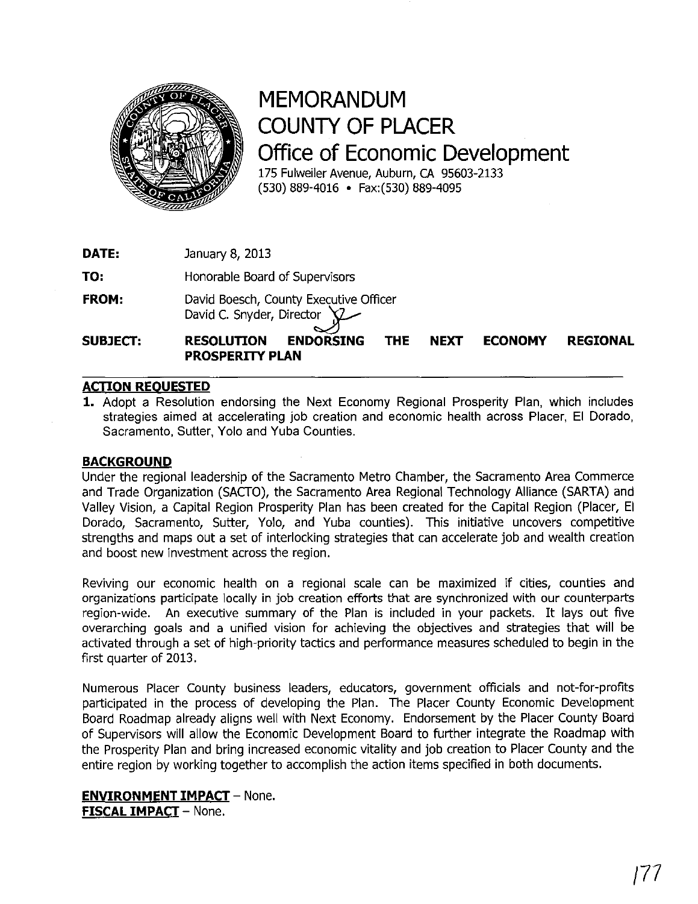# MEMORANDUM
# COUNTY OF PLACER
## Office of Economic Development

175 Fulweiler Avenue, Auburn, CA 95603-2133
(530) 889-4016 • Fax:(530) 889-4095

**DATE:** January 8, 2013

**TO:** Honorable Board of Supervisors

**FROM:** David Boesch, County Executive Officer
David C. Snyder, Director

**SUBJECT:** **RESOLUTION ENDORSING THE NEXT ECONOMY REGIONAL PROSPERITY PLAN**

---

**ACTION REQUESTED**

1. Adopt a Resolution endorsing the Next Economy Regional Prosperity Plan, which includes strategies aimed at accelerating job creation and economic health across Placer, El Dorado, Sacramento, Sutter, Yolo and Yuba Counties.

**BACKGROUND**

Under the regional leadership of the Sacramento Metro Chamber, the Sacramento Area Commerce and Trade Organization (SACTO), the Sacramento Area Regional Technology Alliance (SARTA) and Valley Vision, a Capital Region Prosperity Plan has been created for the Capital Region (Placer, El Dorado, Sacramento, Sutter, Yolo, and Yuba counties). This initiative uncovers competitive strengths and maps out a set of interlocking strategies that can accelerate job and wealth creation and boost new investment across the region.

Reviving our economic health on a regional scale can be maximized if cities, counties and organizations participate locally in job creation efforts that are synchronized with our counterparts region-wide. An executive summary of the Plan is included in your packets. It lays out five overarching goals and a unified vision for achieving the objectives and strategies that will be activated through a set of high-priority tactics and performance measures scheduled to begin in the first quarter of 2013.

Numerous Placer County business leaders, educators, government officials and not-for-profits participated in the process of developing the Plan. The Placer County Economic Development Board Roadmap already aligns well with Next Economy. Endorsement by the Placer County Board of Supervisors will allow the Economic Development Board to further integrate the Roadmap with the Prosperity Plan and bring increased economic vitality and job creation to Placer County and the entire region by working together to accomplish the action items specified in both documents.

**ENVIRONMENT IMPACT** – None.
**FISCAL IMPACT** – None.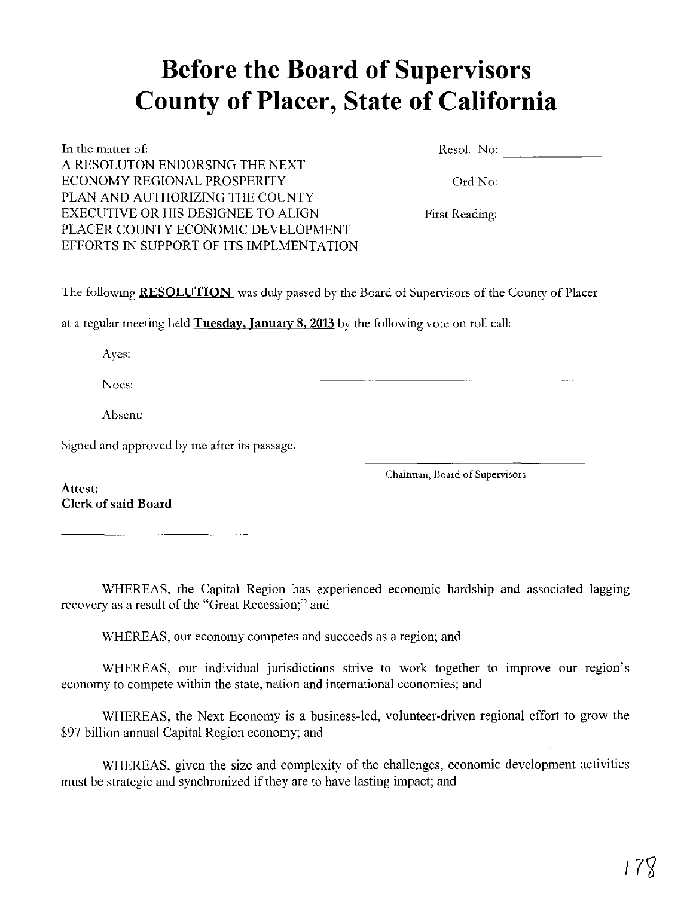# Before the Board of Supervisors County of Placer, State of California

In the matter of:
A RESOLUTON ENDORSING THE NEXT ECONOMY REGIONAL PROSPERITY PLAN AND AUTHORIZING THE COUNTY EXECUTIVE OR HIS DESIGNEE TO ALIGN PLACER COUNTY ECONOMIC DEVELOPMENT EFFORTS IN SUPPORT OF ITS IMPLMENTATION

Resol. No: ____________

Ord No:

First Reading:

The following **RESOLUTION** was duly passed by the Board of Supervisors of the County of Placer at a regular meeting held **Tuesday, January 8, 2013** by the following vote on roll call:

Ayes:

Noes:

Absent:

Signed and approved by me after its passage.

______________________________
Chairman, Board of Supervisors

**Attest:**
**Clerk of said Board**

______________________________

WHEREAS, the Capital Region has experienced economic hardship and associated lagging recovery as a result of the "Great Recession;" and

WHEREAS, our economy competes and succeeds as a region; and

WHEREAS, our individual jurisdictions strive to work together to improve our region's economy to compete within the state, nation and international economies; and

WHEREAS, the Next Economy is a business-led, volunteer-driven regional effort to grow the $97 billion annual Capital Region economy; and

WHEREAS, given the size and complexity of the challenges, economic development activities must be strategic and synchronized if they are to have lasting impact; and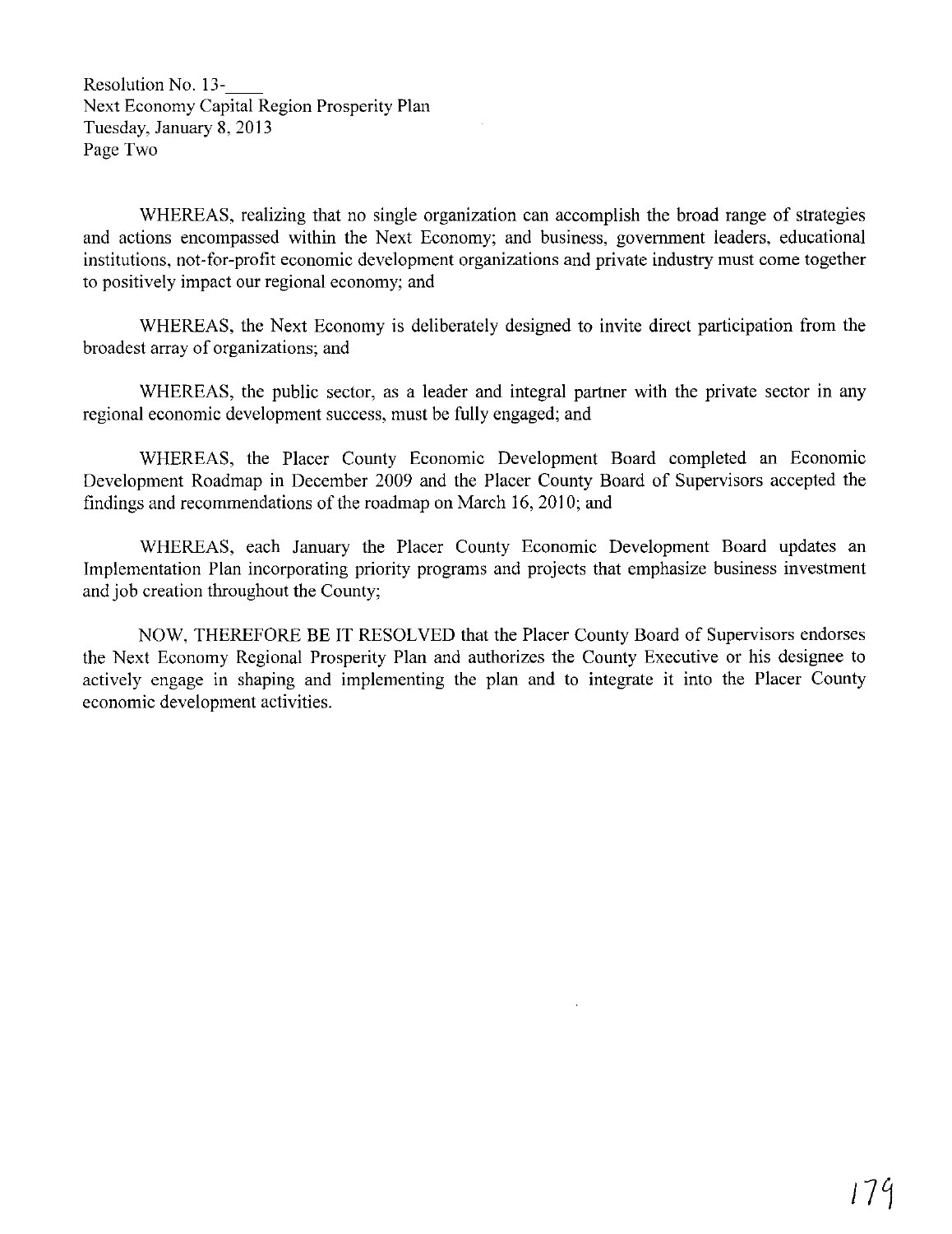Resolution No. 13-____
Next Economy Capital Region Prosperity Plan
Tuesday, January 8, 2013
Page Two

WHEREAS, realizing that no single organization can accomplish the broad range of strategies and actions encompassed within the Next Economy; and business, government leaders, educational institutions, not-for-profit economic development organizations and private industry must come together to positively impact our regional economy; and

WHEREAS, the Next Economy is deliberately designed to invite direct participation from the broadest array of organizations; and

WHEREAS, the public sector, as a leader and integral partner with the private sector in any regional economic development success, must be fully engaged; and

WHEREAS, the Placer County Economic Development Board completed an Economic Development Roadmap in December 2009 and the Placer County Board of Supervisors accepted the findings and recommendations of the roadmap on March 16, 2010; and

WHEREAS, each January the Placer County Economic Development Board updates an Implementation Plan incorporating priority programs and projects that emphasize business investment and job creation throughout the County;

NOW, THEREFORE BE IT RESOLVED that the Placer County Board of Supervisors endorses the Next Economy Regional Prosperity Plan and authorizes the County Executive or his designee to actively engage in shaping and implementing the plan and to integrate it into the Placer County economic development activities.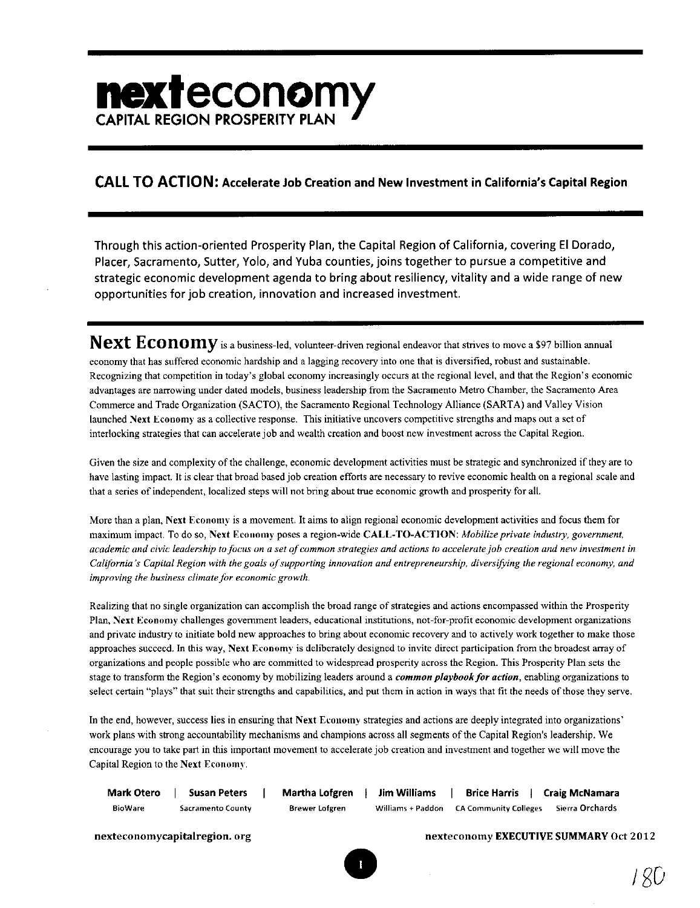# nexteconomy

## CAPITAL REGION PROSPERITY PLAN

## CALL TO ACTION: Accelerate Job Creation and New Investment in California's Capital Region

Through this action-oriented Prosperity Plan, the Capital Region of California, covering El Dorado, Placer, Sacramento, Sutter, Yolo, and Yuba counties, joins together to pursue a competitive and strategic economic development agenda to bring about resiliency, vitality and a wide range of new opportunities for job creation, innovation and increased investment.

**Next Economy** is a business-led, volunteer-driven regional endeavor that strives to move a $97 billion annual economy that has suffered economic hardship and a lagging recovery into one that is diversified, robust and sustainable. Recognizing that competition in today's global economy increasingly occurs at the regional level, and that the Region's economic advantages are narrowing under dated models, business leadership from the Sacramento Metro Chamber, the Sacramento Area Commerce and Trade Organization (SACTO), the Sacramento Regional Technology Alliance (SARTA) and Valley Vision launched Next Economy as a collective response. This initiative uncovers competitive strengths and maps out a set of interlocking strategies that can accelerate job and wealth creation and boost new investment across the Capital Region.

Given the size and complexity of the challenge, economic development activities must be strategic and synchronized if they are to have lasting impact. It is clear that broad based job creation efforts are necessary to revive economic health on a regional scale and that a series of independent, localized steps will not bring about true economic growth and prosperity for all.

More than a plan, **Next Economy** is a movement. It aims to align regional economic development activities and focus them for maximum impact. To do so, **Next Economy** poses a region-wide **CALL-TO-ACTION**: *Mobilize private industry, government, academic and civic leadership to focus on a set of common strategies and actions to accelerate job creation and new investment in California's Capital Region with the goals of supporting innovation and entrepreneurship, diversifying the regional economy, and improving the business climate for economic growth.*

Realizing that no single organization can accomplish the broad range of strategies and actions encompassed within the Prosperity Plan, **Next Economy** challenges government leaders, educational institutions, not-for-profit economic development organizations and private industry to initiate bold new approaches to bring about economic recovery and to actively work together to make those approaches succeed. In this way, **Next Economy** is deliberately designed to invite direct participation from the broadest array of organizations and people possible who are committed to widespread prosperity across the Region. This Prosperity Plan sets the stage to transform the Region's economy by mobilizing leaders around a ***common playbook for action***, enabling organizations to select certain "plays" that suit their strengths and capabilities, and put them in action in ways that fit the needs of those they serve.

In the end, however, success lies in ensuring that **Next Economy** strategies and actions are deeply integrated into organizations' work plans with strong accountability mechanisms and champions across all segments of the Capital Region's leadership. We encourage you to take part in this important movement to accelerate job creation and investment and together we will move the Capital Region to the **Next Economy**.

**Mark Otero** | **Susan Peters** | **Martha Lofgren** | **Jim Williams** | **Brice Harris** | **Craig McNamara**
BioWare | Sacramento County | Brewer Lofgren | Williams + Paddon | CA Community Colleges | Sierra Orchards

nexteconomycapitalregion.org

nexteconomy **EXECUTIVE SUMMARY** Oct 2012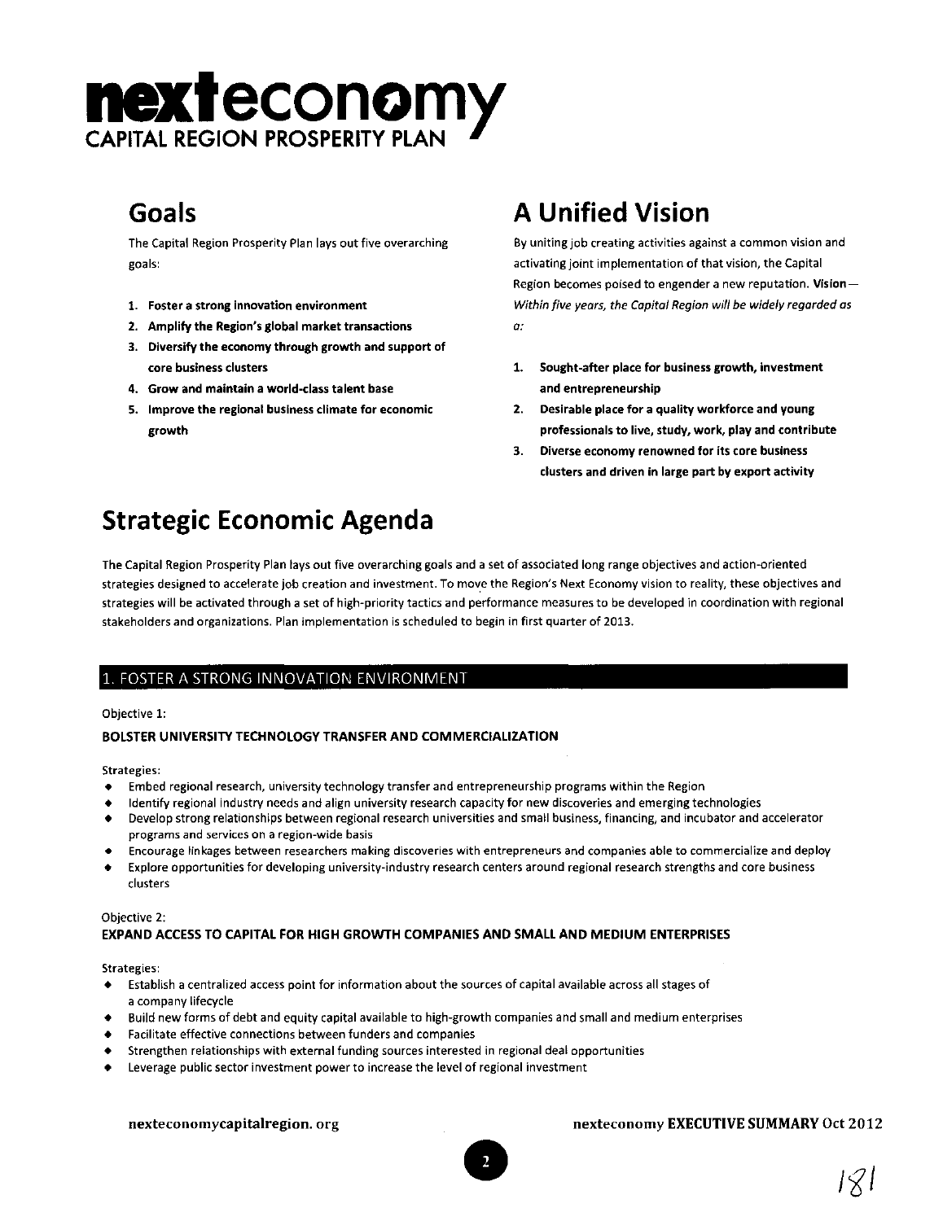# nexteconomy
CAPITAL REGION PROSPERITY PLAN

## Goals

The Capital Region Prosperity Plan lays out five overarching goals:

1. **Foster a strong innovation environment**
2. **Amplify the Region's global market transactions**
3. **Diversify the economy through growth and support of core business clusters**
4. **Grow and maintain a world-class talent base**
5. **Improve the regional business climate for economic growth**

## A Unified Vision

By uniting job creating activities against a common vision and activating joint implementation of that vision, the Capital Region becomes poised to engender a new reputation. **Vision** — *Within five years, the Capital Region will be widely regarded as a:*

1. **Sought-after place for business growth, investment and entrepreneurship**
2. **Desirable place for a quality workforce and young professionals to live, study, work, play and contribute**
3. **Diverse economy renowned for its core business clusters and driven in large part by export activity**

# Strategic Economic Agenda

The Capital Region Prosperity Plan lays out five overarching goals and a set of associated long range objectives and action-oriented strategies designed to accelerate job creation and investment. To move the Region's Next Economy vision to reality, these objectives and strategies will be activated through a set of high-priority tactics and performance measures to be developed in coordination with regional stakeholders and organizations. Plan implementation is scheduled to begin in first quarter of 2013.

## 1. FOSTER A STRONG INNOVATION ENVIRONMENT

Objective 1:

**BOLSTER UNIVERSITY TECHNOLOGY TRANSFER AND COMMERCIALIZATION**

Strategies:

- Embed regional research, university technology transfer and entrepreneurship programs within the Region
- Identify regional industry needs and align university research capacity for new discoveries and emerging technologies
- Develop strong relationships between regional research universities and small business, financing, and incubator and accelerator programs and services on a region-wide basis
- Encourage linkages between researchers making discoveries with entrepreneurs and companies able to commercialize and deploy
- Explore opportunities for developing university-industry research centers around regional research strengths and core business clusters

Objective 2:

**EXPAND ACCESS TO CAPITAL FOR HIGH GROWTH COMPANIES AND SMALL AND MEDIUM ENTERPRISES**

Strategies:

- Establish a centralized access point for information about the sources of capital available across all stages of a company lifecycle
- Build new forms of debt and equity capital available to high-growth companies and small and medium enterprises
- Facilitate effective connections between funders and companies
- Strengthen relationships with external funding sources interested in regional deal opportunities
- Leverage public sector investment power to increase the level of regional investment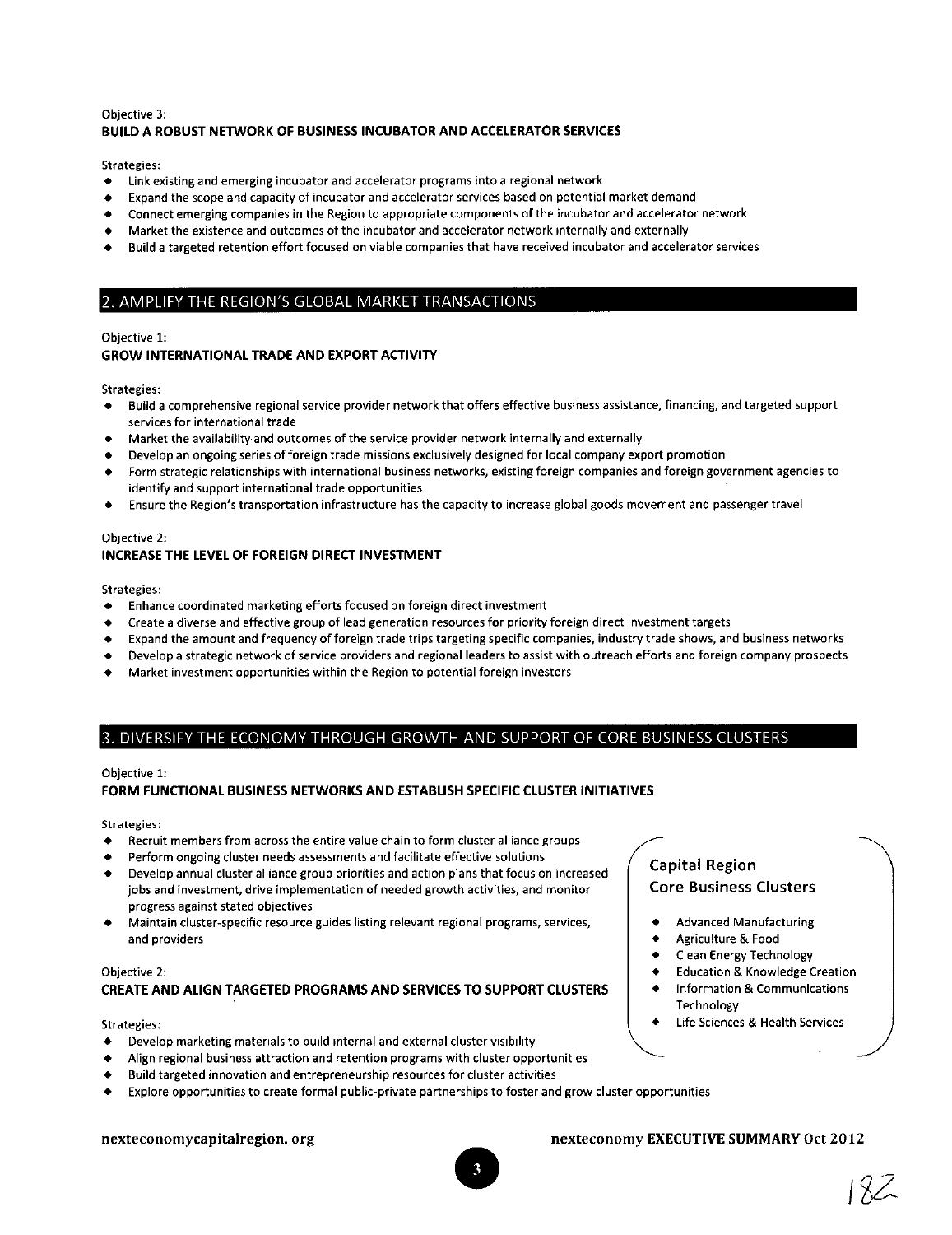Objective 3:

**BUILD A ROBUST NETWORK OF BUSINESS INCUBATOR AND ACCELERATOR SERVICES**

Strategies:

- Link existing and emerging incubator and accelerator programs into a regional network
- Expand the scope and capacity of incubator and accelerator services based on potential market demand
- Connect emerging companies in the Region to appropriate components of the incubator and accelerator network
- Market the existence and outcomes of the incubator and accelerator network internally and externally
- Build a targeted retention effort focused on viable companies that have received incubator and accelerator services

## 2. AMPLIFY THE REGION'S GLOBAL MARKET TRANSACTIONS

Objective 1:

**GROW INTERNATIONAL TRADE AND EXPORT ACTIVITY**

Strategies:

- Build a comprehensive regional service provider network that offers effective business assistance, financing, and targeted support services for international trade
- Market the availability and outcomes of the service provider network internally and externally
- Develop an ongoing series of foreign trade missions exclusively designed for local company export promotion
- Form strategic relationships with international business networks, existing foreign companies and foreign government agencies to identify and support international trade opportunities
- Ensure the Region's transportation infrastructure has the capacity to increase global goods movement and passenger travel

Objective 2:

**INCREASE THE LEVEL OF FOREIGN DIRECT INVESTMENT**

Strategies:

- Enhance coordinated marketing efforts focused on foreign direct investment
- Create a diverse and effective group of lead generation resources for priority foreign direct investment targets
- Expand the amount and frequency of foreign trade trips targeting specific companies, industry trade shows, and business networks
- Develop a strategic network of service providers and regional leaders to assist with outreach efforts and foreign company prospects
- Market investment opportunities within the Region to potential foreign investors

## 3. DIVERSIFY THE ECONOMY THROUGH GROWTH AND SUPPORT OF CORE BUSINESS CLUSTERS

Objective 1:

**FORM FUNCTIONAL BUSINESS NETWORKS AND ESTABLISH SPECIFIC CLUSTER INITIATIVES**

Strategies:

- Recruit members from across the entire value chain to form cluster alliance groups
- Perform ongoing cluster needs assessments and facilitate effective solutions
- Develop annual cluster alliance group priorities and action plans that focus on increased jobs and investment, drive implementation of needed growth activities, and monitor progress against stated objectives
- Maintain cluster-specific resource guides listing relevant regional programs, services, and providers

Objective 2:

**CREATE AND ALIGN TARGETED PROGRAMS AND SERVICES TO SUPPORT CLUSTERS**

Strategies:

- Develop marketing materials to build internal and external cluster visibility
- Align regional business attraction and retention programs with cluster opportunities
- Build targeted innovation and entrepreneurship resources for cluster activities
- Explore opportunities to create formal public-private partnerships to foster and grow cluster opportunities

**Capital Region Core Business Clusters**

- Advanced Manufacturing
- Agriculture & Food
- Clean Energy Technology
- Education & Knowledge Creation
- Information & Communications Technology
- Life Sciences & Health Services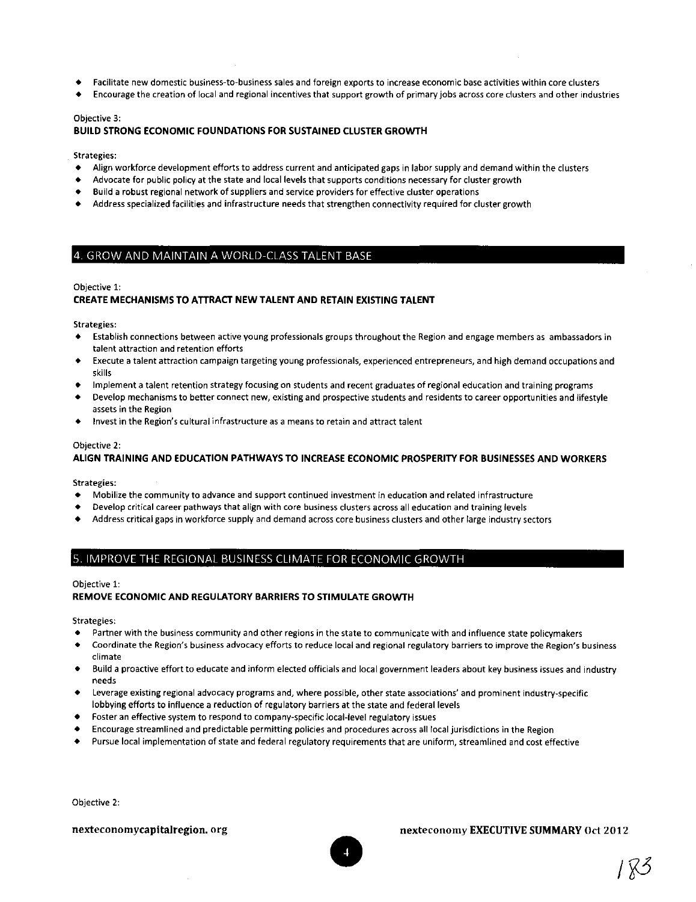- Facilitate new domestic business-to-business sales and foreign exports to increase economic base activities within core clusters
- Encourage the creation of local and regional incentives that support growth of primary jobs across core clusters and other industries

Objective 3:

**BUILD STRONG ECONOMIC FOUNDATIONS FOR SUSTAINED CLUSTER GROWTH**

Strategies:

- Align workforce development efforts to address current and anticipated gaps in labor supply and demand within the clusters
- Advocate for public policy at the state and local levels that supports conditions necessary for cluster growth
- Build a robust regional network of suppliers and service providers for effective cluster operations
- Address specialized facilities and infrastructure needs that strengthen connectivity required for cluster growth

## 4. GROW AND MAINTAIN A WORLD-CLASS TALENT BASE

Objective 1:

**CREATE MECHANISMS TO ATTRACT NEW TALENT AND RETAIN EXISTING TALENT**

Strategies:

- Establish connections between active young professionals groups throughout the Region and engage members as ambassadors in talent attraction and retention efforts
- Execute a talent attraction campaign targeting young professionals, experienced entrepreneurs, and high demand occupations and skills
- Implement a talent retention strategy focusing on students and recent graduates of regional education and training programs
- Develop mechanisms to better connect new, existing and prospective students and residents to career opportunities and lifestyle assets in the Region
- Invest in the Region's cultural infrastructure as a means to retain and attract talent

Objective 2:

**ALIGN TRAINING AND EDUCATION PATHWAYS TO INCREASE ECONOMIC PROSPERITY FOR BUSINESSES AND WORKERS**

Strategies:

- Mobilize the community to advance and support continued investment in education and related infrastructure
- Develop critical career pathways that align with core business clusters across all education and training levels
- Address critical gaps in workforce supply and demand across core business clusters and other large industry sectors

## 5. IMPROVE THE REGIONAL BUSINESS CLIMATE FOR ECONOMIC GROWTH

Objective 1:

**REMOVE ECONOMIC AND REGULATORY BARRIERS TO STIMULATE GROWTH**

Strategies:

- Partner with the business community and other regions in the state to communicate with and influence state policymakers
- Coordinate the Region's business advocacy efforts to reduce local and regional regulatory barriers to improve the Region's business climate
- Build a proactive effort to educate and inform elected officials and local government leaders about key business issues and industry needs
- Leverage existing regional advocacy programs and, where possible, other state associations' and prominent industry-specific lobbying efforts to influence a reduction of regulatory barriers at the state and federal levels
- Foster an effective system to respond to company-specific local-level regulatory issues
- Encourage streamlined and predictable permitting policies and procedures across all local jurisdictions in the Region
- Pursue local implementation of state and federal regulatory requirements that are uniform, streamlined and cost effective

Objective 2: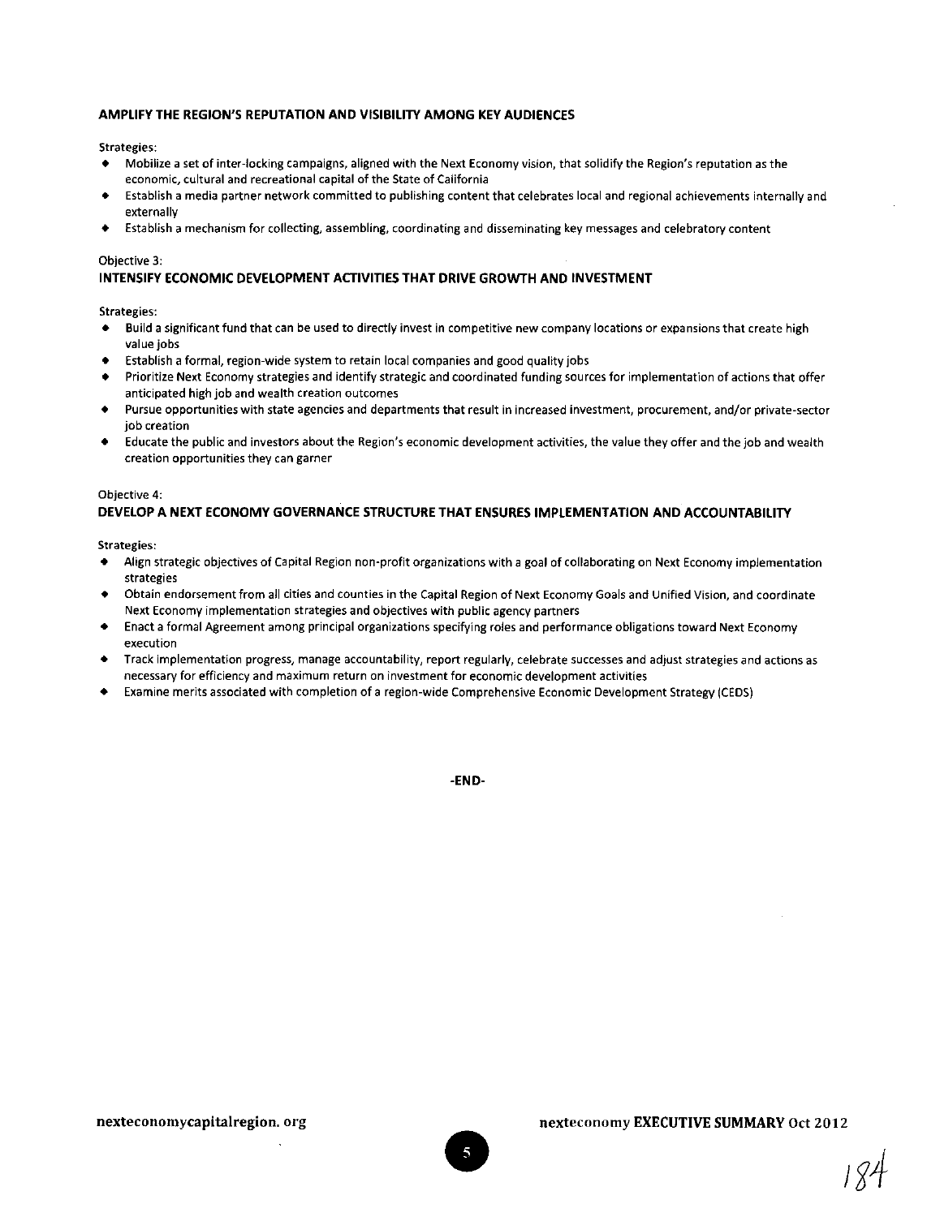### AMPLIFY THE REGION'S REPUTATION AND VISIBILITY AMONG KEY AUDIENCES

Strategies:

- Mobilize a set of inter-locking campaigns, aligned with the Next Economy vision, that solidify the Region's reputation as the economic, cultural and recreational capital of the State of California
- Establish a media partner network committed to publishing content that celebrates local and regional achievements internally and externally
- Establish a mechanism for collecting, assembling, coordinating and disseminating key messages and celebratory content

Objective 3:

### INTENSIFY ECONOMIC DEVELOPMENT ACTIVITIES THAT DRIVE GROWTH AND INVESTMENT

Strategies:

- Build a significant fund that can be used to directly invest in competitive new company locations or expansions that create high value jobs
- Establish a formal, region-wide system to retain local companies and good quality jobs
- Prioritize Next Economy strategies and identify strategic and coordinated funding sources for implementation of actions that offer anticipated high job and wealth creation outcomes
- Pursue opportunities with state agencies and departments that result in increased investment, procurement, and/or private-sector job creation
- Educate the public and investors about the Region's economic development activities, the value they offer and the job and wealth creation opportunities they can garner

Objective 4:

### DEVELOP A NEXT ECONOMY GOVERNANCE STRUCTURE THAT ENSURES IMPLEMENTATION AND ACCOUNTABILITY

Strategies:

- Align strategic objectives of Capital Region non-profit organizations with a goal of collaborating on Next Economy implementation strategies
- Obtain endorsement from all cities and counties in the Capital Region of Next Economy Goals and Unified Vision, and coordinate Next Economy implementation strategies and objectives with public agency partners
- Enact a formal Agreement among principal organizations specifying roles and performance obligations toward Next Economy execution
- Track implementation progress, manage accountability, report regularly, celebrate successes and adjust strategies and actions as necessary for efficiency and maximum return on investment for economic development activities
- Examine merits associated with completion of a region-wide Comprehensive Economic Development Strategy (CEDS)

-END-